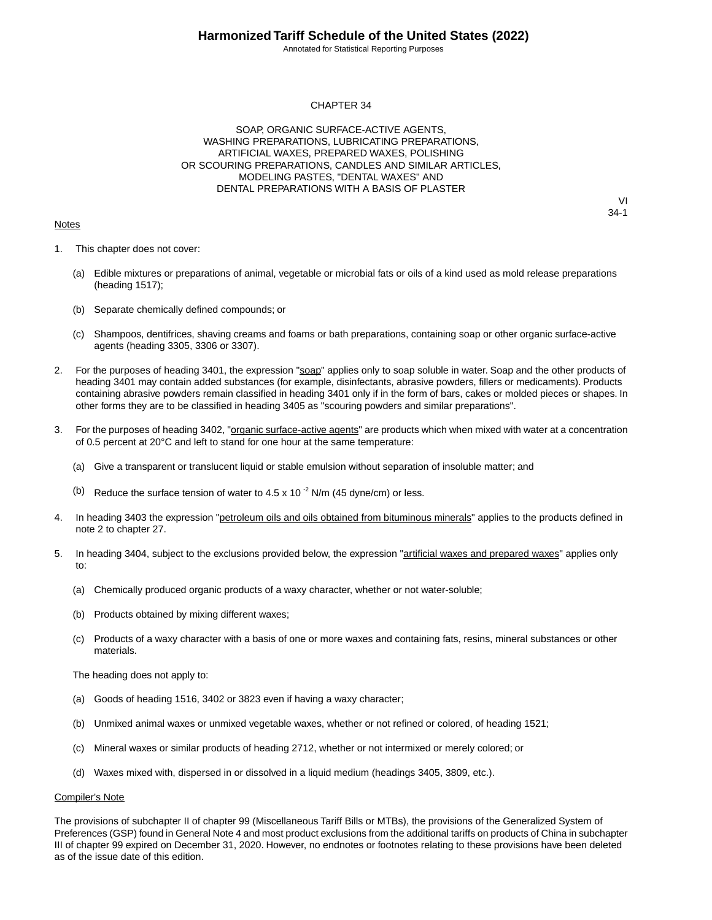# CHAPTER 34

## SOAP, ORGANIC SURFACE-ACTIVE AGENTS, WASHING PREPARATIONS, LUBRICATING PREPARATIONS, ARTIFICIAL WAXES, PREPARED WAXES, POLISHING OR SCOURING PREPARATIONS, CANDLES AND SIMILAR ARTICLES, MODELING PASTES, "DENTAL WAXES" AND DENTAL PREPARATIONS WITH A BASIS OF PLASTER

VI
34-1

Notes

1. This chapter does not cover:

   (a) Edible mixtures or preparations of animal, vegetable or microbial fats or oils of a kind used as mold release preparations (heading 1517);

   (b) Separate chemically defined compounds; or

   (c) Shampoos, dentifrices, shaving creams and foams or bath preparations, containing soap or other organic surface-active agents (heading 3305, 3306 or 3307).

2. For the purposes of heading 3401, the expression "soap" applies only to soap soluble in water. Soap and the other products of heading 3401 may contain added substances (for example, disinfectants, abrasive powders, fillers or medicaments). Products containing abrasive powders remain classified in heading 3401 only if in the form of bars, cakes or molded pieces or shapes. In other forms they are to be classified in heading 3405 as "scouring powders and similar preparations".

3. For the purposes of heading 3402, "organic surface-active agents" are products which when mixed with water at a concentration of 0.5 percent at 20°C and left to stand for one hour at the same temperature:

   (a) Give a transparent or translucent liquid or stable emulsion without separation of insoluble matter; and

   (b) Reduce the surface tension of water to $4.5 \times 10^{-2}$ N/m (45 dyne/cm) or less.

4. In heading 3403 the expression "petroleum oils and oils obtained from bituminous minerals" applies to the products defined in note 2 to chapter 27.

5. In heading 3404, subject to the exclusions provided below, the expression "artificial waxes and prepared waxes" applies only to:

   (a) Chemically produced organic products of a waxy character, whether or not water-soluble;

   (b) Products obtained by mixing different waxes;

   (c) Products of a waxy character with a basis of one or more waxes and containing fats, resins, mineral substances or other materials.

   The heading does not apply to:

   (a) Goods of heading 1516, 3402 or 3823 even if having a waxy character;

   (b) Unmixed animal waxes or unmixed vegetable waxes, whether or not refined or colored, of heading 1521;

   (c) Mineral waxes or similar products of heading 2712, whether or not intermixed or merely colored; or

   (d) Waxes mixed with, dispersed in or dissolved in a liquid medium (headings 3405, 3809, etc.).

Compiler's Note

The provisions of subchapter II of chapter 99 (Miscellaneous Tariff Bills or MTBs), the provisions of the Generalized System of Preferences (GSP) found in General Note 4 and most product exclusions from the additional tariffs on products of China in subchapter III of chapter 99 expired on December 31, 2020. However, no endnotes or footnotes relating to these provisions have been deleted as of the issue date of this edition.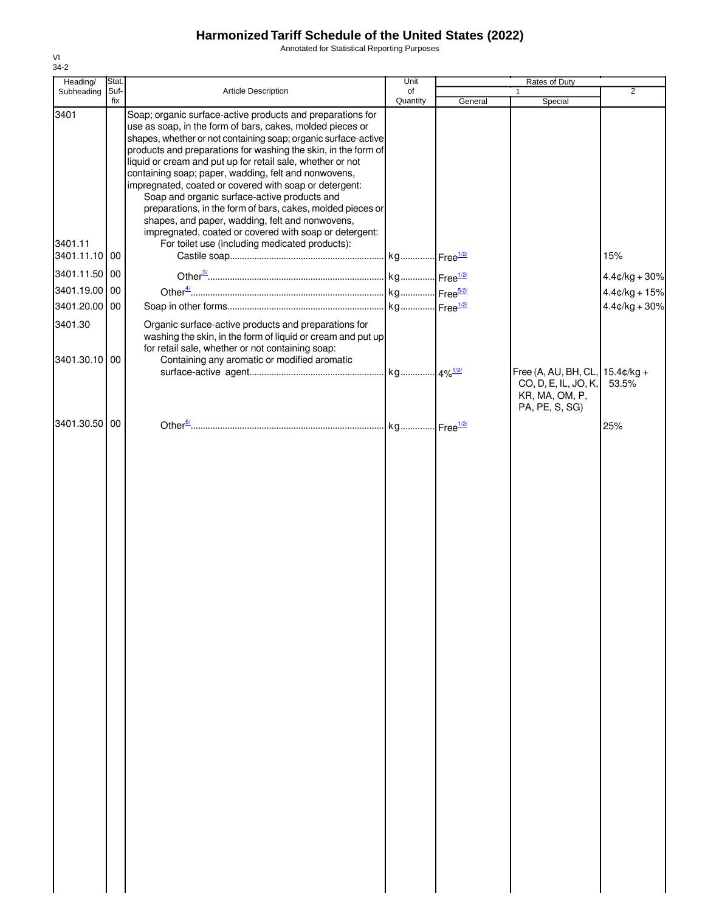# Harmonized Tariff Schedule of the United States (2022)

Annotated for Statistical Reporting Purposes

VI
34-2

| Heading/ Subheading | Stat. Suf-fix | Article Description | Unit of Quantity | Rates of Duty 1 General | Special | 2 |
|---|---|---|---|---|---|---|
| 3401 | | Soap; organic surface-active products and preparations for use as soap, in the form of bars, cakes, molded pieces or shapes, whether or not containing soap; organic surface-active products and preparations for washing the skin, in the form of liquid or cream and put up for retail sale, whether or not containing soap; paper, wadding, felt and nonwovens, impregnated, coated or covered with soap or detergent: | | | | |
| | | Soap and organic surface-active products and preparations, in the form of bars, cakes, molded pieces or shapes, and paper, wadding, felt and nonwovens, impregnated, coated or covered with soap or detergent: | | | | |
| 3401.11 | | For toilet use (including medicated products): | | | | |
| 3401.11.10 | 00 | Castile soap | kg | Free[1/2/] | | 15% |
| 3401.11.50 | 00 | Other[3/] | kg | Free[1/2/] | | 4.4¢/kg + 30% |
| 3401.19.00 | 00 | Other[4/] | kg | Free[5/2/] | | 4.4¢/kg + 15% |
| 3401.20.00 | 00 | Soap in other forms | kg | Free[1/2/] | | 4.4¢/kg + 30% |
| 3401.30 | | Organic surface-active products and preparations for washing the skin, in the form of liquid or cream and put up for retail sale, whether or not containing soap: | | | | |
| 3401.30.10 | 00 | Containing any aromatic or modified aromatic surface-active agent | kg | 4%[1/2/] | Free (A, AU, BH, CL, CO, D, E, IL, JO, K, KR, MA, OM, P, PA, PE, S, SG) | 15.4¢/kg + 53.5% |
| 3401.30.50 | 00 | Other[6/] | kg | Free[1/2/] | | 25% |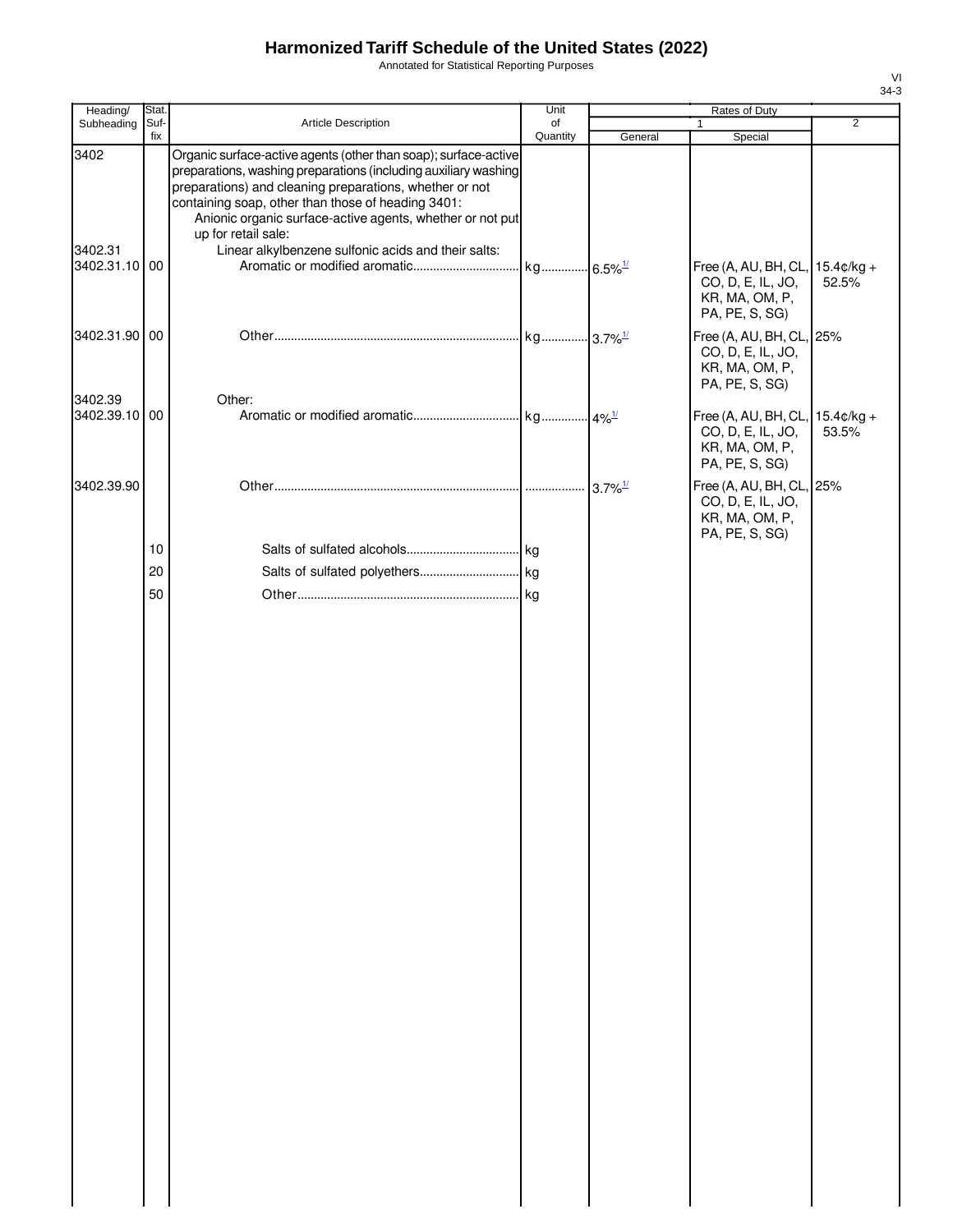# Harmonized Tariff Schedule of the United States (2022)

Annotated for Statistical Reporting Purposes

| Heading/ Subheading | Stat. Suf- fix | Article Description | Unit of Quantity | Rates of Duty 1 General | Special | 2 |
|---|---|---|---|---|---|---|
| 3402 | | Organic surface-active agents (other than soap); surface-active preparations, washing preparations (including auxiliary washing preparations) and cleaning preparations, whether or not containing soap, other than those of heading 3401: | | | | |
| | | Anionic organic surface-active agents, whether or not put up for retail sale: | | | | |
| 3402.31 | | Linear alkylbenzene sulfonic acids and their salts: | | | | |
| 3402.31.10 | 00 | Aromatic or modified aromatic | kg | 6.5%[1/] | Free (A, AU, BH, CL, CO, D, E, IL, JO, KR, MA, OM, P, PA, PE, S, SG) | 15.4¢/kg + 52.5% |
| 3402.31.90 | 00 | Other | kg | 3.7%[1/] | Free (A, AU, BH, CL, CO, D, E, IL, JO, KR, MA, OM, P, PA, PE, S, SG) | 25% |
| 3402.39 | | Other: | | | | |
| 3402.39.10 | 00 | Aromatic or modified aromatic | kg | 4%[1/] | Free (A, AU, BH, CL, CO, D, E, IL, JO, KR, MA, OM, P, PA, PE, S, SG) | 15.4¢/kg + 53.5% |
| 3402.39.90 | | Other | | 3.7%[1/] | Free (A, AU, BH, CL, CO, D, E, IL, JO, KR, MA, OM, P, PA, PE, S, SG) | 25% |
| | 10 | Salts of sulfated alcohols | kg | | | |
| | 20 | Salts of sulfated polyethers | kg | | | |
| | 50 | Other | kg | | | |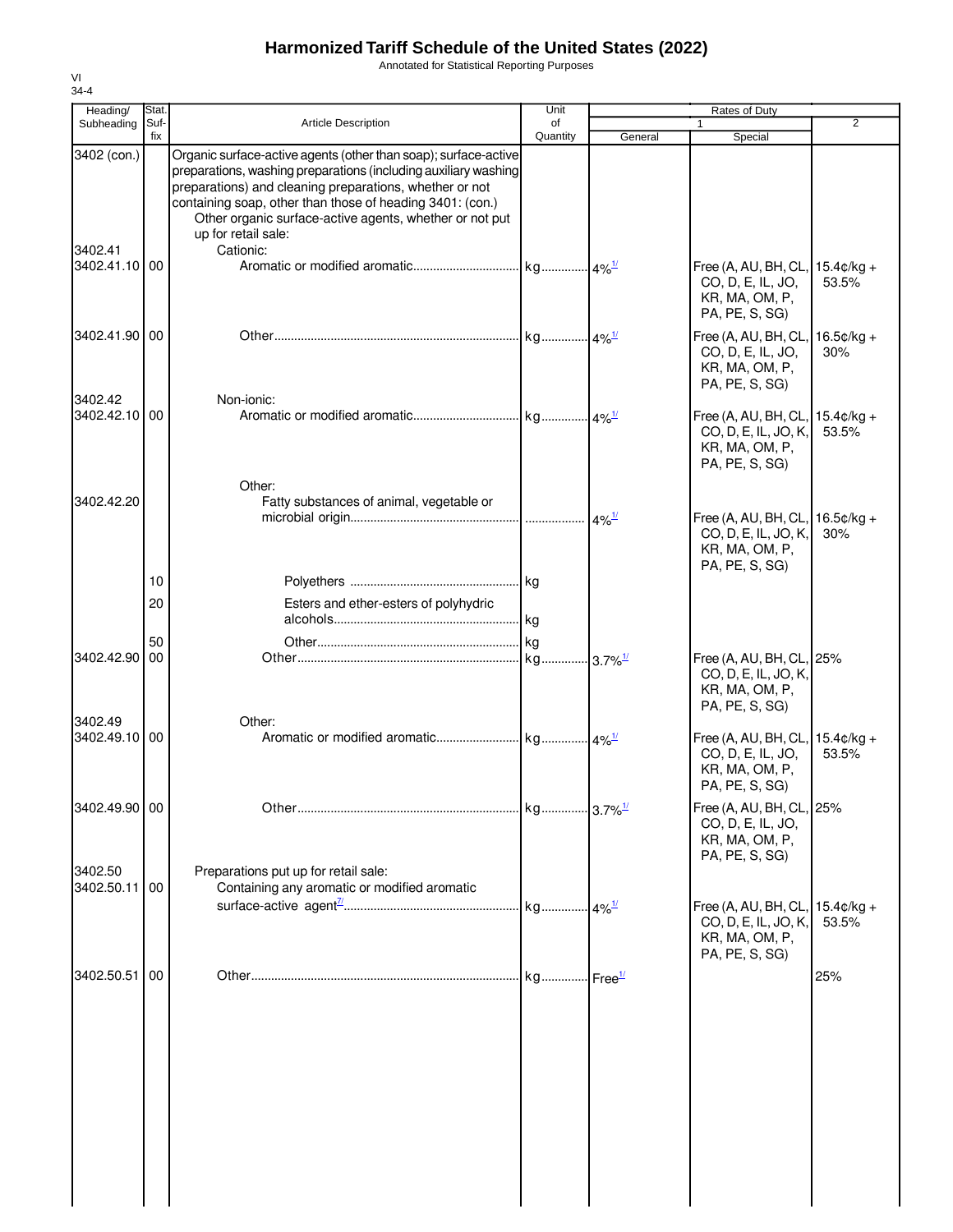# Harmonized Tariff Schedule of the United States (2022)

Annotated for Statistical Reporting Purposes

VI
34-4

| Heading/ Subheading | Stat. Suf- fix | Article Description | Unit of Quantity | Rates of Duty | | |
|---|---|---|---|---|---|---|
| | | | | 1 | | 2 |
| | | | | General | Special | |
| 3402 (con.) | | Organic surface-active agents (other than soap); surface-active preparations, washing preparations (including auxiliary washing preparations) and cleaning preparations, whether or not containing soap, other than those of heading 3401: (con.) | | | | |
| | | Other organic surface-active agents, whether or not put up for retail sale: | | | | |
| 3402.41 | | Cationic: | | | | |
| 3402.41.10 | 00 | Aromatic or modified aromatic | kg | 4%[1/] | Free (A, AU, BH, CL, CO, D, E, IL, JO, KR, MA, OM, P, PA, PE, S, SG) | 15.4¢/kg + 53.5% |
| 3402.41.90 | 00 | Other | kg | 4%[1/] | Free (A, AU, BH, CL, CO, D, E, IL, JO, KR, MA, OM, P, PA, PE, S, SG) | 16.5¢/kg + 30% |
| 3402.42 | | Non-ionic: | | | | |
| 3402.42.10 | 00 | Aromatic or modified aromatic | kg | 4%[1/] | Free (A, AU, BH, CL, CO, D, E, IL, JO, K, KR, MA, OM, P, PA, PE, S, SG) | 15.4¢/kg + 53.5% |
| | | Other: | | | | |
| 3402.42.20 | | Fatty substances of animal, vegetable or microbial origin | | 4%[1/] | Free (A, AU, BH, CL, CO, D, E, IL, JO, K, KR, MA, OM, P, PA, PE, S, SG) | 16.5¢/kg + 30% |
| | 10 | Polyethers | kg | | | |
| | 20 | Esters and ether-esters of polyhydric alcohols | kg | | | |
| | 50 | Other | kg | | | |
| 3402.42.90 | 00 | Other | kg | 3.7%[1/] | Free (A, AU, BH, CL, CO, D, E, IL, JO, K, KR, MA, OM, P, PA, PE, S, SG) | 25% |
| 3402.49 | | Other: | | | | |
| 3402.49.10 | 00 | Aromatic or modified aromatic | kg | 4%[1/] | Free (A, AU, BH, CL, CO, D, E, IL, JO, KR, MA, OM, P, PA, PE, S, SG) | 15.4¢/kg + 53.5% |
| 3402.49.90 | 00 | Other | kg | 3.7%[1/] | Free (A, AU, BH, CL, CO, D, E, IL, JO, KR, MA, OM, P, PA, PE, S, SG) | 25% |
| 3402.50 | | Preparations put up for retail sale: | | | | |
| 3402.50.11 | 00 | Containing any aromatic or modified aromatic surface-active agent[7/] | kg | 4%[1/] | Free (A, AU, BH, CL, CO, D, E, IL, JO, K, KR, MA, OM, P, PA, PE, S, SG) | 15.4¢/kg + 53.5% |
| 3402.50.51 | 00 | Other | kg | Free[1/] | | 25% |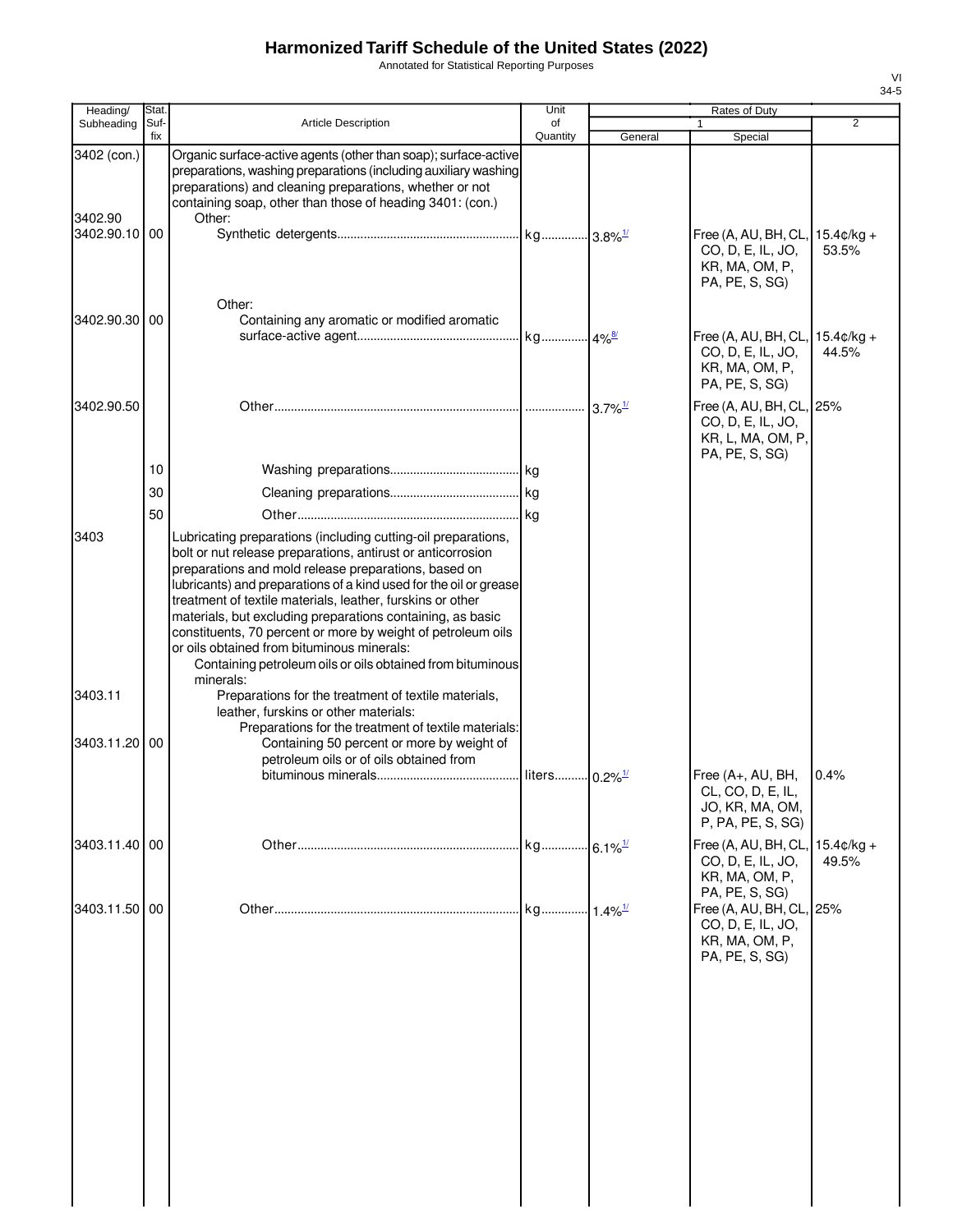# Harmonized Tariff Schedule of the United States (2022)

Annotated for Statistical Reporting Purposes

| Heading/ Subheading | Stat. Suf- fix | Article Description | Unit of Quantity | Rates of Duty 1 General | Rates of Duty 1 Special | Rates of Duty 2 |
|---|---|---|---|---|---|---|
| 3402 (con.) | | Organic surface-active agents (other than soap); surface-active preparations, washing preparations (including auxiliary washing preparations) and cleaning preparations, whether or not containing soap, other than those of heading 3401: (con.) | | | | |
| 3402.90 | | Other: | | | | |
| 3402.90.10 | 00 | Synthetic detergents | kg | 3.8%[1/] | Free (A, AU, BH, CL, CO, D, E, IL, JO, KR, MA, OM, P, PA, PE, S, SG) | 15.4¢/kg + 53.5% |
| | | Other: | | | | |
| 3402.90.30 | 00 | Containing any aromatic or modified aromatic surface-active agent | kg | 4%[8/] | Free (A, AU, BH, CL, CO, D, E, IL, JO, KR, MA, OM, P, PA, PE, S, SG) | 15.4¢/kg + 44.5% |
| 3402.90.50 | | Other | | 3.7%[1/] | Free (A, AU, BH, CL, CO, D, E, IL, JO, KR, L, MA, OM, P, PA, PE, S, SG) | 25% |
| | 10 | Washing preparations | kg | | | |
| | 30 | Cleaning preparations | kg | | | |
| | 50 | Other | kg | | | |
| 3403 | | Lubricating preparations (including cutting-oil preparations, bolt or nut release preparations, antirust or anticorrosion preparations and mold release preparations, based on lubricants) and preparations of a kind used for the oil or grease treatment of textile materials, leather, furskins or other materials, but excluding preparations containing, as basic constituents, 70 percent or more by weight of petroleum oils or oils obtained from bituminous minerals: | | | | |
| | | Containing petroleum oils or oils obtained from bituminous minerals: | | | | |
| 3403.11 | | Preparations for the treatment of textile materials, leather, furskins or other materials: | | | | |
| | | Preparations for the treatment of textile materials: | | | | |
| 3403.11.20 | 00 | Containing 50 percent or more by weight of petroleum oils or of oils obtained from bituminous minerals | liters | 0.2%[1/] | Free (A+, AU, BH, CL, CO, D, E, IL, JO, KR, MA, OM, P, PA, PE, S, SG) | 0.4% |
| 3403.11.40 | 00 | Other | kg | 6.1%[1/] | Free (A, AU, BH, CL, CO, D, E, IL, JO, KR, MA, OM, P, PA, PE, S, SG) | 15.4¢/kg + 49.5% |
| 3403.11.50 | 00 | Other | kg | 1.4%[1/] | Free (A, AU, BH, CL, CO, D, E, IL, JO, KR, MA, OM, P, PA, PE, S, SG) | 25% |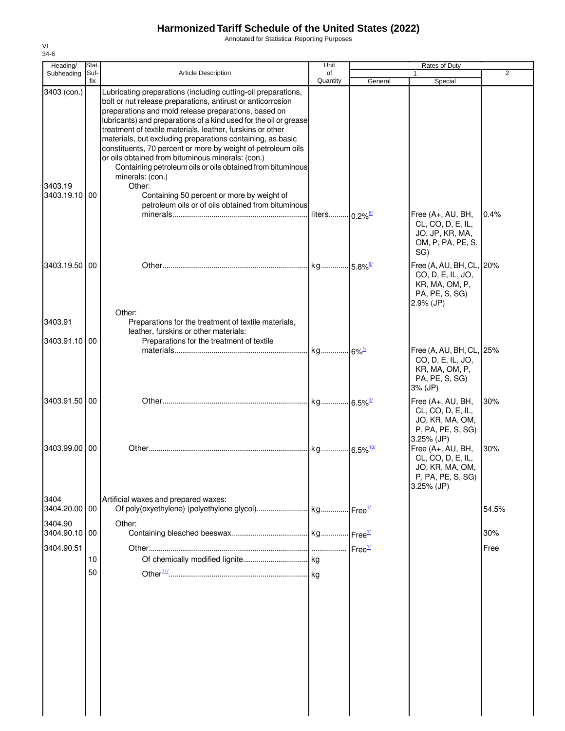# Harmonized Tariff Schedule of the United States (2022)

Annotated for Statistical Reporting Purposes

| Heading/ Subheading | Stat. Suf- fix | Article Description | Unit of Quantity | Rates of Duty 1 General | Special | 2 |
|---|---|---|---|---|---|---|
| 3403 (con.) | | Lubricating preparations (including cutting-oil preparations, bolt or nut release preparations, antirust or anticorrosion preparations and mold release preparations, based on lubricants) and preparations of a kind used for the oil or grease treatment of textile materials, leather, furskins or other materials, but excluding preparations containing, as basic constituents, 70 percent or more by weight of petroleum oils or oils obtained from bituminous minerals: (con.) | | | | |
| | | Containing petroleum oils or oils obtained from bituminous minerals: (con.) | | | | |
| 3403.19 | | Other: | | | | |
| 3403.19.10 | 00 | Containing 50 percent or more by weight of petroleum oils or of oils obtained from bituminous minerals | liters | 0.2%[9/] | Free (A+, AU, BH, CL, CO, D, E, IL, JO, JP, KR, MA, OM, P, PA, PE, S, SG) | 0.4% |
| 3403.19.50 | 00 | Other | kg | 5.8%[9/] | Free (A, AU, BH, CL, CO, D, E, IL, JO, KR, MA, OM, P, PA, PE, S, SG) 2.9% (JP) | 20% |
| | | Other: | | | | |
| 3403.91 | | Preparations for the treatment of textile materials, leather, furskins or other materials: | | | | |
| 3403.91.10 | 00 | Preparations for the treatment of textile materials | kg | 6%[1/] | Free (A, AU, BH, CL, CO, D, E, IL, JO, KR, MA, OM, P, PA, PE, S, SG) 3% (JP) | 25% |
| 3403.91.50 | 00 | Other | kg | 6.5%[1/] | Free (A+, AU, BH, CL, CO, D, E, IL, JO, KR, MA, OM, P, PA, PE, S, SG) 3.25% (JP) | 30% |
| 3403.99.00 | 00 | Other | kg | 6.5%[10/] | Free (A+, AU, BH, CL, CO, D, E, IL, JO, KR, MA, OM, P, PA, PE, S, SG) 3.25% (JP) | 30% |
| 3404 | | Artificial waxes and prepared waxes: | | | | |
| 3404.20.00 | 00 | Of poly(oxyethylene) (polyethylene glycol) | kg | Free[1/] | | 54.5% |
| 3404.90 | | Other: | | | | |
| 3404.90.10 | 00 | Containing bleached beeswax | kg | Free[1/] | | 30% |
| 3404.90.51 | | Other | | Free[1/] | | Free |
| | 10 | Of chemically modified lignite | kg | | | |
| | 50 | Other[11/] | kg | | | |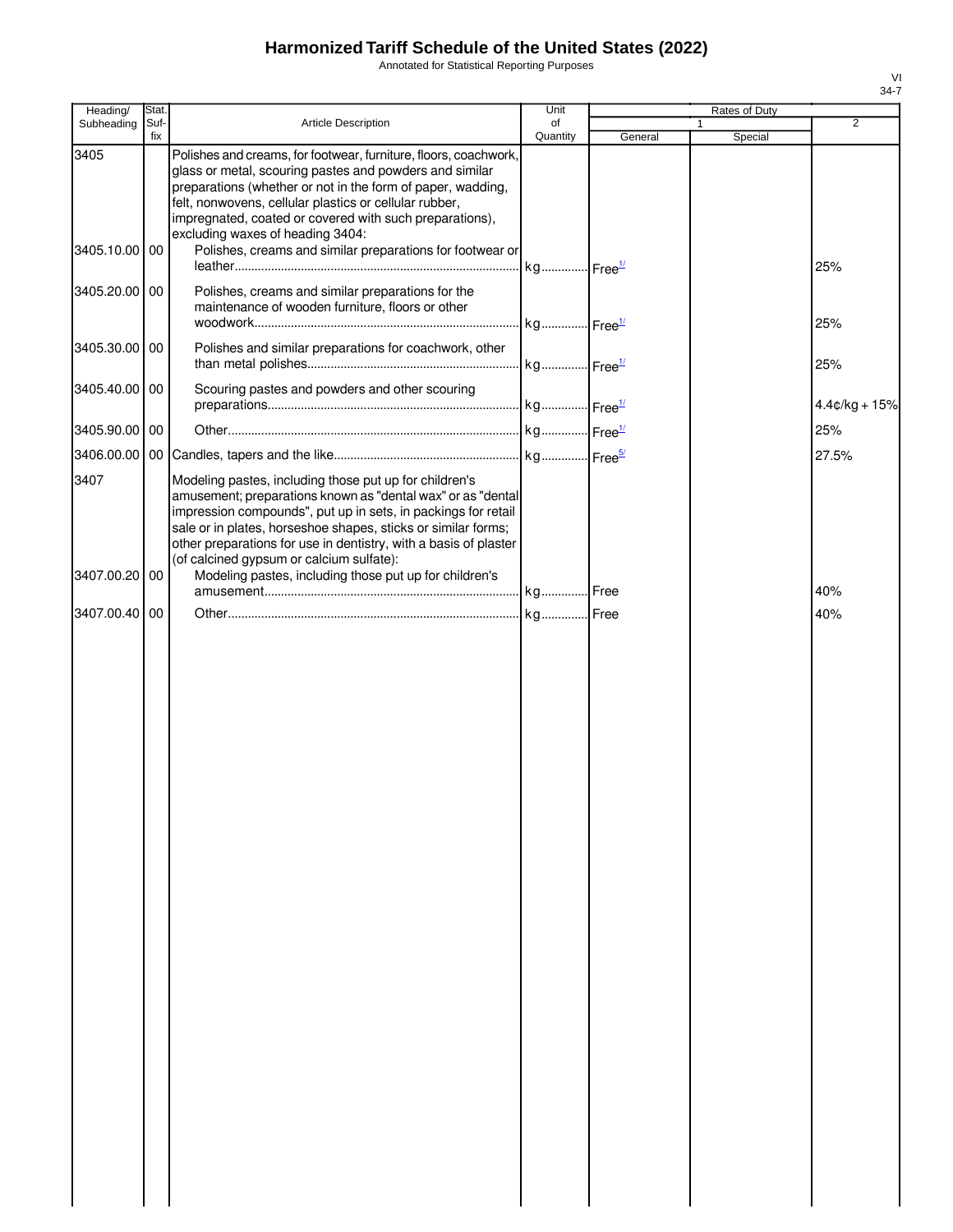# Harmonized Tariff Schedule of the United States (2022)

Annotated for Statistical Reporting Purposes

| Heading/ Subheading | Stat. Suf-fix | Article Description | Unit of Quantity | Rates of Duty 1 General | Special | 2 |
|---|---|---|---|---|---|---|
| 3405 | | Polishes and creams, for footwear, furniture, floors, coachwork, glass or metal, scouring pastes and powders and similar preparations (whether or not in the form of paper, wadding, felt, nonwovens, cellular plastics or cellular rubber, impregnated, coated or covered with such preparations), excluding waxes of heading 3404: | | | | |
| 3405.10.00 | 00 | Polishes, creams and similar preparations for footwear or leather | kg | Free[1/] | | 25% |
| 3405.20.00 | 00 | Polishes, creams and similar preparations for the maintenance of wooden furniture, floors or other woodwork | kg | Free[1/] | | 25% |
| 3405.30.00 | 00 | Polishes and similar preparations for coachwork, other than metal polishes | kg | Free[1/] | | 25% |
| 3405.40.00 | 00 | Scouring pastes and powders and other scouring preparations | kg | Free[1/] | | 4.4¢/kg + 15% |
| 3405.90.00 | 00 | Other | kg | Free[1/] | | 25% |
| 3406.00.00 | 00 | Candles, tapers and the like | kg | Free[5/] | | 27.5% |
| 3407 | | Modeling pastes, including those put up for children's amusement; preparations known as "dental wax" or as "dental impression compounds", put up in sets, in packings for retail sale or in plates, horseshoe shapes, sticks or similar forms; other preparations for use in dentistry, with a basis of plaster (of calcined gypsum or calcium sulfate): | | | | |
| 3407.00.20 | 00 | Modeling pastes, including those put up for children's amusement | kg | Free | | 40% |
| 3407.00.40 | 00 | Other | kg | Free | | 40% |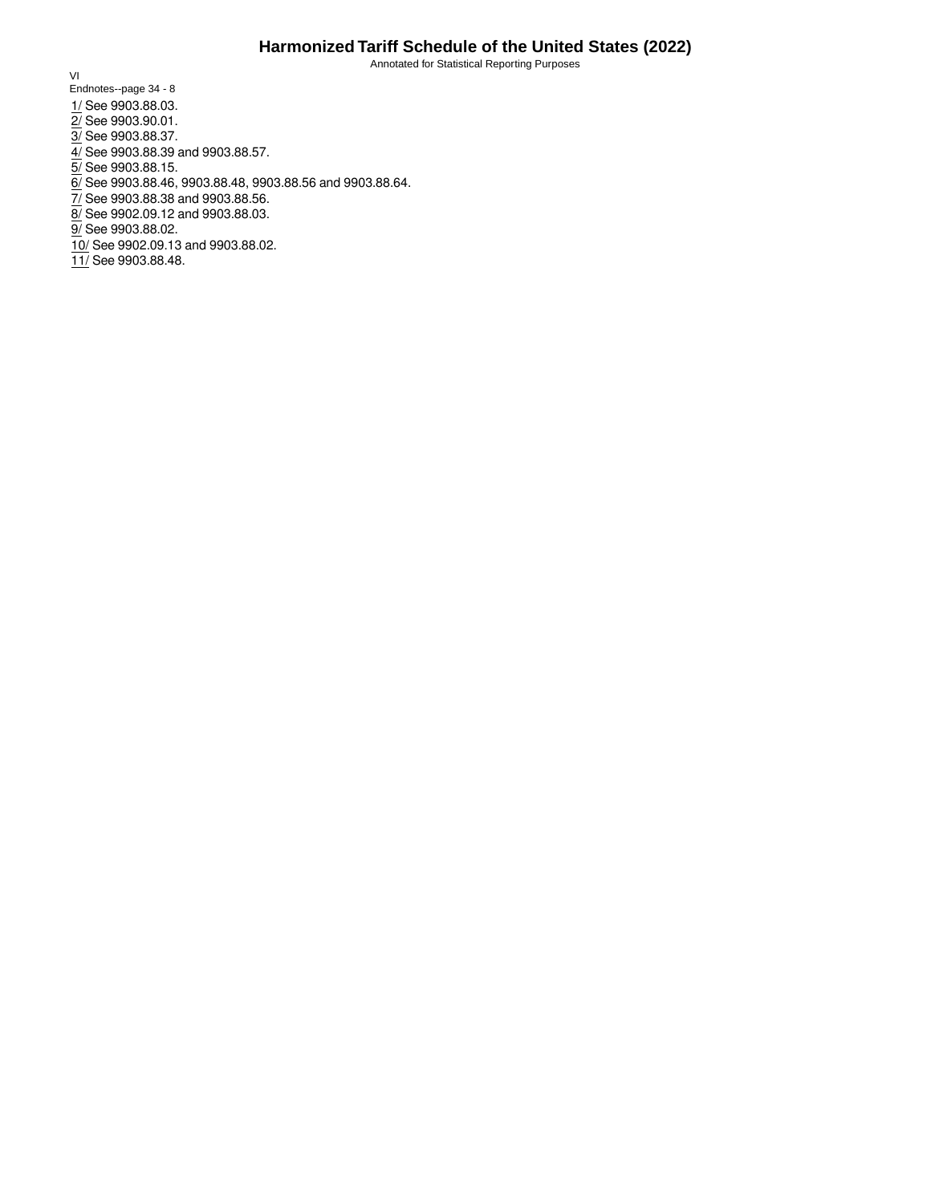1/ See 9903.88.03.
2/ See 9903.90.01.
3/ See 9903.88.37.
4/ See 9903.88.39 and 9903.88.57.
5/ See 9903.88.15.
6/ See 9903.88.46, 9903.88.48, 9903.88.56 and 9903.88.64.
7/ See 9903.88.38 and 9903.88.56.
8/ See 9902.09.12 and 9903.88.03.
9/ See 9903.88.02.
10/ See 9902.09.13 and 9903.88.02.
11/ See 9903.88.48.